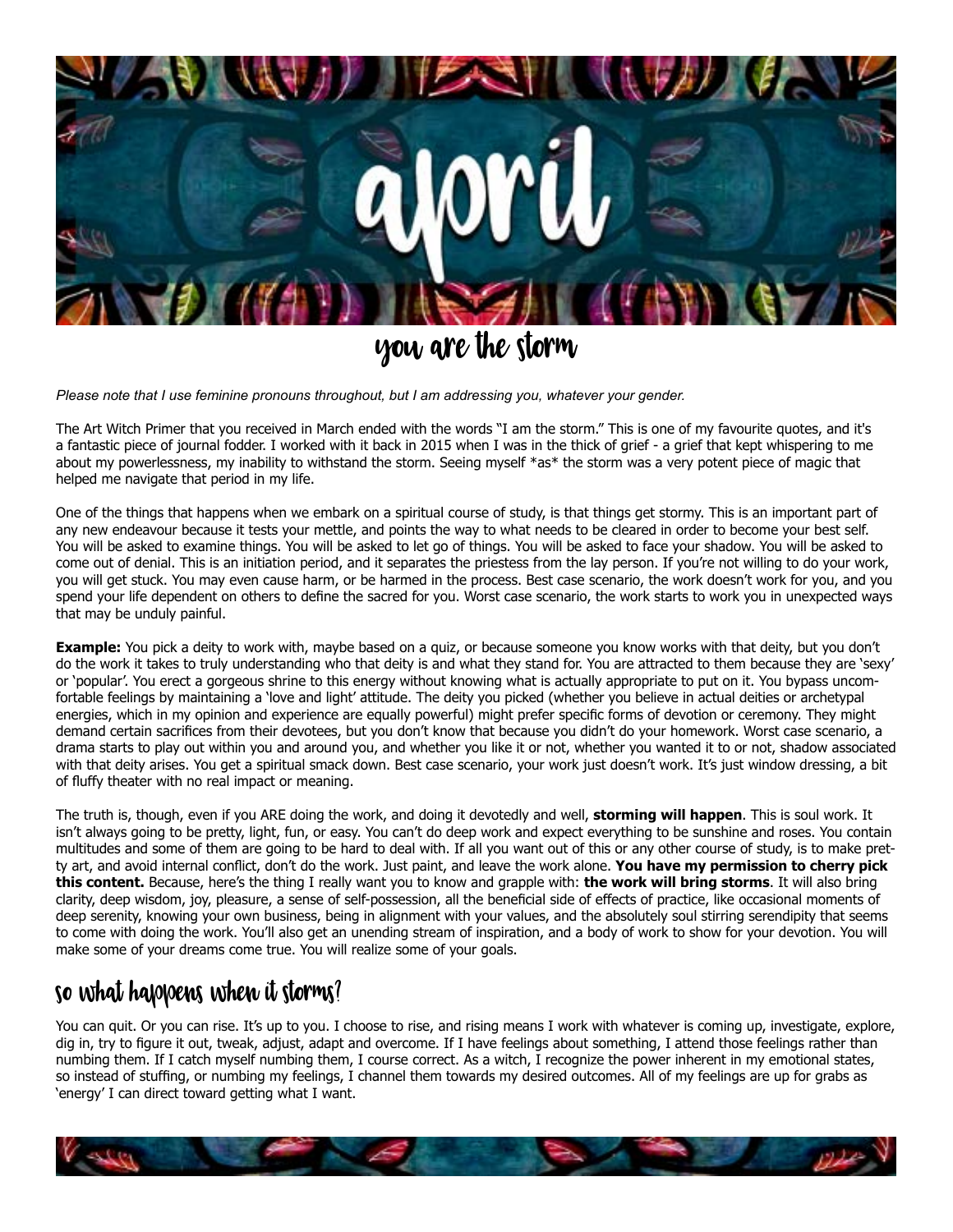# april

## you are the storm

*Please note that I use feminine pronouns throughout, but I am addressing you, whatever your gender.*

The Art Witch Primer that you received in March ended with the words "I am the storm." This is one of my favourite quotes, and it's a fantastic piece of journal fodder. I worked with it back in 2015 when I was in the thick of grief - a grief that kept whispering to me about my powerlessness, my inability to withstand the storm. Seeing myself *as* the storm was a very potent piece of magic that helped me navigate that period in my life.

One of the things that happens when we embark on a spiritual course of study, is that things get stormy. This is an important part of any new endeavour because it tests your mettle, and points the way to what needs to be cleared in order to become your best self. You will be asked to examine things. You will be asked to let go of things. You will be asked to face your shadow. You will be asked to come out of denial. This is an initiation period, and it separates the priestess from the lay person. If you're not willing to do your work, you will get stuck. You may even cause harm, or be harmed in the process. Best case scenario, the work doesn't work for you, and you spend your life dependent on others to define the sacred for you. Worst case scenario, the work starts to work you in unexpected ways that may be unduly painful.

**Example:** You pick a deity to work with, maybe based on a quiz, or because someone you know works with that deity, but you don't do the work it takes to truly understanding who that deity is and what they stand for. You are attracted to them because they are 'sexy' or 'popular'. You erect a gorgeous shrine to this energy without knowing what is actually appropriate to put on it. You bypass uncomfortable feelings by maintaining a 'love and light' attitude. The deity you picked (whether you believe in actual deities or archetypal energies, which in my opinion and experience are equally powerful) might prefer specific forms of devotion or ceremony. They might demand certain sacrifices from their devotees, but you don't know that because you didn't do your homework. Worst case scenario, a drama starts to play out within you and around you, and whether you like it or not, whether you wanted it to or not, shadow associated with that deity arises. You get a spiritual smack down. Best case scenario, your work just doesn't work. It's just window dressing, a bit of fluffy theater with no real impact or meaning.

The truth is, though, even if you ARE doing the work, and doing it devotedly and well, **storming will happen**. This is soul work. It isn't always going to be pretty, light, fun, or easy. You can't do deep work and expect everything to be sunshine and roses. You contain multitudes and some of them are going to be hard to deal with. If all you want out of this or any other course of study, is to make pretty art, and avoid internal conflict, don't do the work. Just paint, and leave the work alone. **You have my permission to cherry pick this content.** Because, here's the thing I really want you to know and grapple with: **the work will bring storms**. It will also bring clarity, deep wisdom, joy, pleasure, a sense of self-possession, all the beneficial side of effects of practice, like occasional moments of deep serenity, knowing your own business, being in alignment with your values, and the absolutely soul stirring serendipity that seems to come with doing the work. You'll also get an unending stream of inspiration, and a body of work to show for your devotion. You will make some of your dreams come true. You will realize some of your goals.

## so what happens when it storms?

You can quit. Or you can rise. It's up to you. I choose to rise, and rising means I work with whatever is coming up, investigate, explore, dig in, try to figure it out, tweak, adjust, adapt and overcome. If I have feelings about something, I attend those feelings rather than numbing them. If I catch myself numbing them, I course correct. As a witch, I recognize the power inherent in my emotional states, so instead of stuffing, or numbing my feelings, I channel them towards my desired outcomes. All of my feelings are up for grabs as 'energy' I can direct toward getting what I want.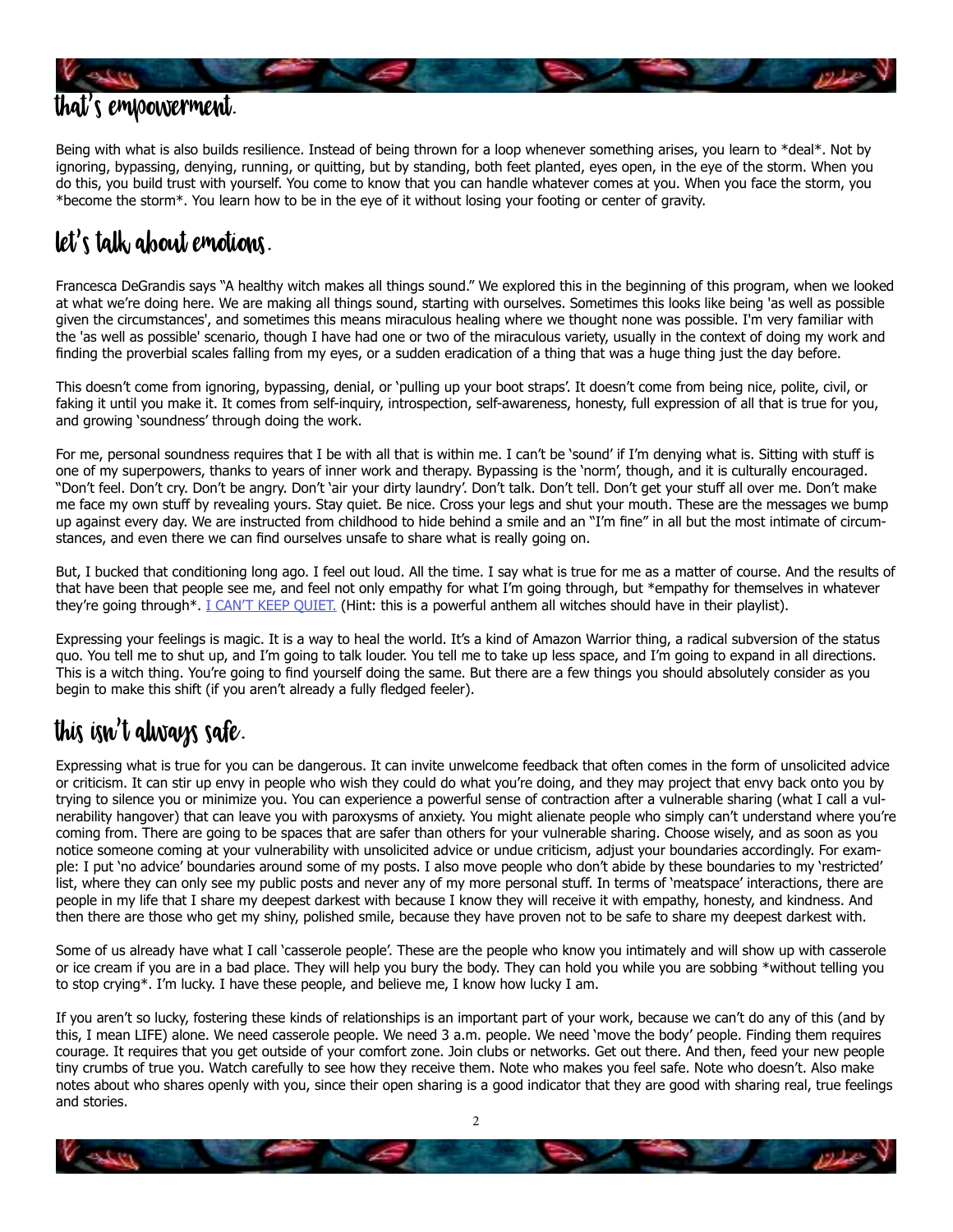## that's empowerment.

Being with what is also builds resilience. Instead of being thrown for a loop whenever something arises, you learn to *deal*. Not by ignoring, bypassing, denying, running, or quitting, but by standing, both feet planted, eyes open, in the eye of the storm. When you do this, you build trust with yourself. You come to know that you can handle whatever comes at you. When you face the storm, you *become the storm*. You learn how to be in the eye of it without losing your footing or center of gravity.

## let's talk about emotions.

Francesca DeGrandis says "A healthy witch makes all things sound." We explored this in the beginning of this program, when we looked at what we're doing here. We are making all things sound, starting with ourselves. Sometimes this looks like being 'as well as possible given the circumstances', and sometimes this means miraculous healing where we thought none was possible. I'm very familiar with the 'as well as possible' scenario, though I have had one or two of the miraculous variety, usually in the context of doing my work and finding the proverbial scales falling from my eyes, or a sudden eradication of a thing that was a huge thing just the day before.

This doesn't come from ignoring, bypassing, denial, or 'pulling up your boot straps'. It doesn't come from being nice, polite, civil, or faking it until you make it. It comes from self-inquiry, introspection, self-awareness, honesty, full expression of all that is true for you, and growing 'soundness' through doing the work.

For me, personal soundness requires that I be with all that is within me. I can't be 'sound' if I'm denying what is. Sitting with stuff is one of my superpowers, thanks to years of inner work and therapy. Bypassing is the 'norm', though, and it is culturally encouraged. "Don't feel. Don't cry. Don't be angry. Don't 'air your dirty laundry'. Don't talk. Don't tell. Don't get your stuff all over me. Don't make me face my own stuff by revealing yours. Stay quiet. Be nice. Cross your legs and shut your mouth. These are the messages we bump up against every day. We are instructed from childhood to hide behind a smile and an "I'm fine" in all but the most intimate of circumstances, and even there we can find ourselves unsafe to share what is really going on.

But, I bucked that conditioning long ago. I feel out loud. All the time. I say what is true for me as a matter of course. And the results of that have been that people see me, and feel not only empathy for what I'm going through, but *empathy for themselves in whatever they're going through*. [I CAN'T KEEP QUIET.] (Hint: this is a powerful anthem all witches should have in their playlist).

Expressing your feelings is magic. It is a way to heal the world. It's a kind of Amazon Warrior thing, a radical subversion of the status quo. You tell me to shut up, and I'm going to talk louder. You tell me to take up less space, and I'm going to expand in all directions. This is a witch thing. You're going to find yourself doing the same. But there are a few things you should absolutely consider as you begin to make this shift (if you aren't already a fully fledged feeler).

## this isn't always safe.

Expressing what is true for you can be dangerous. It can invite unwelcome feedback that often comes in the form of unsolicited advice or criticism. It can stir up envy in people who wish they could do what you're doing, and they may project that envy back onto you by trying to silence you or minimize you. You can experience a powerful sense of contraction after a vulnerable sharing (what I call a vulnerability hangover) that can leave you with paroxysms of anxiety. You might alienate people who simply can't understand where you're coming from. There are going to be spaces that are safer than others for your vulnerable sharing. Choose wisely, and as soon as you notice someone coming at your vulnerability with unsolicited advice or undue criticism, adjust your boundaries accordingly. For example: I put 'no advice' boundaries around some of my posts. I also move people who don't abide by these boundaries to my 'restricted' list, where they can only see my public posts and never any of my more personal stuff. In terms of 'meatspace' interactions, there are people in my life that I share my deepest darkest with because I know they will receive it with empathy, honesty, and kindness. And then there are those who get my shiny, polished smile, because they have proven not to be safe to share my deepest darkest with.

Some of us already have what I call 'casserole people'. These are the people who know you intimately and will show up with casserole or ice cream if you are in a bad place. They will help you bury the body. They can hold you while you are sobbing *without telling you to stop crying*. I'm lucky. I have these people, and believe me, I know how lucky I am.

If you aren't so lucky, fostering these kinds of relationships is an important part of your work, because we can't do any of this (and by this, I mean LIFE) alone. We need casserole people. We need 3 a.m. people. We need 'move the body' people. Finding them requires courage. It requires that you get outside of your comfort zone. Join clubs or networks. Get out there. And then, feed your new people tiny crumbs of true you. Watch carefully to see how they receive them. Note who makes you feel safe. Note who doesn't. Also make notes about who shares openly with you, since their open sharing is a good indicator that they are good with sharing real, true feelings and stories.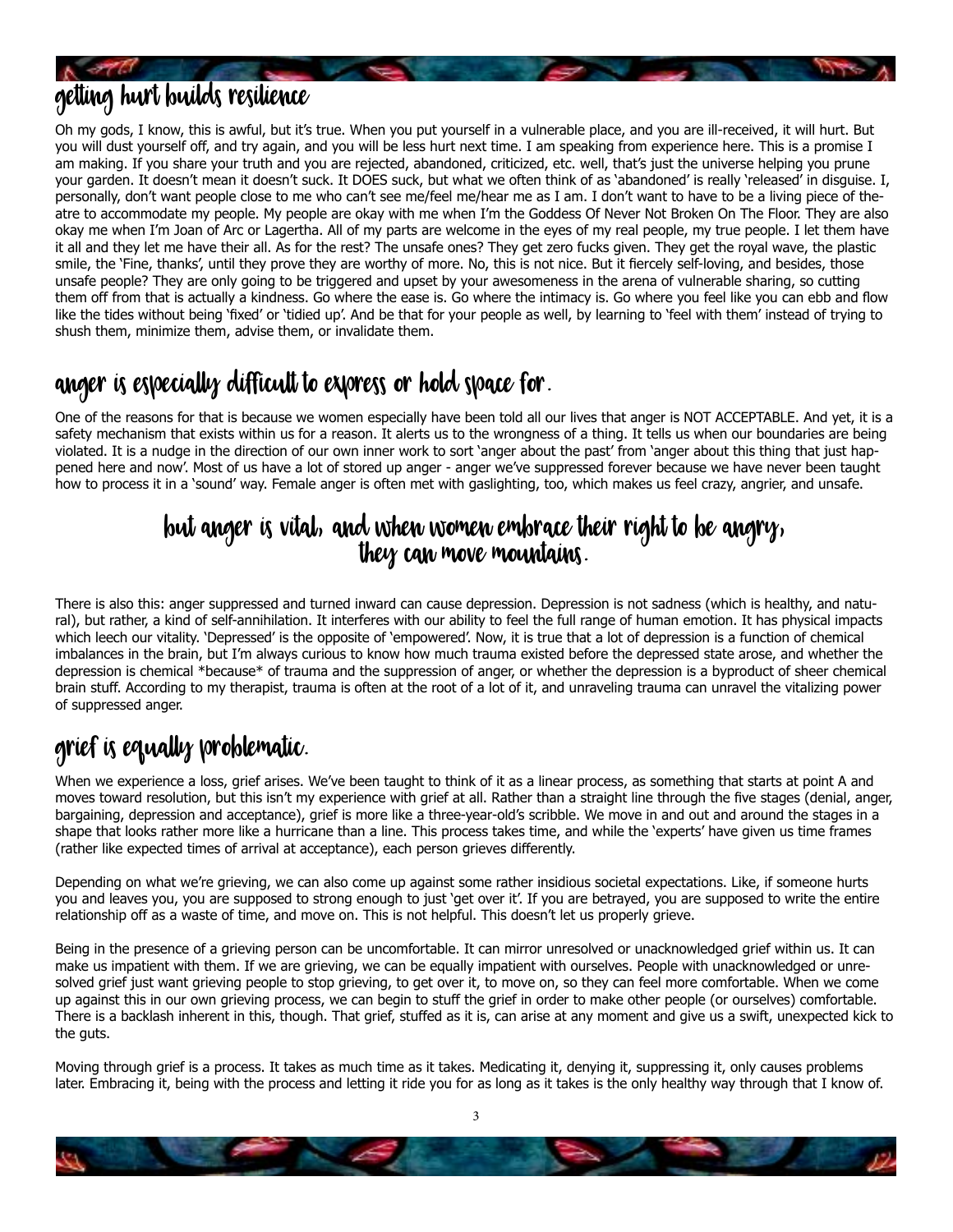## getting hurt builds resilience

Oh my gods, I know, this is awful, but it's true. When you put yourself in a vulnerable place, and you are ill-received, it will hurt. But you will dust yourself off, and try again, and you will be less hurt next time. I am speaking from experience here. This is a promise I am making. If you share your truth and you are rejected, abandoned, criticized, etc. well, that's just the universe helping you prune your garden. It doesn't mean it doesn't suck. It DOES suck, but what we often think of as 'abandoned' is really 'released' in disguise. I, personally, don't want people close to me who can't see me/feel me/hear me as I am. I don't want to have to be a living piece of theatre to accommodate my people. My people are okay with me when I'm the Goddess Of Never Not Broken On The Floor. They are also okay me when I'm Joan of Arc or Lagertha. All of my parts are welcome in the eyes of my real people, my true people. I let them have it all and they let me have their all. As for the rest? The unsafe ones? They get zero fucks given. They get the royal wave, the plastic smile, the 'Fine, thanks', until they prove they are worthy of more. No, this is not nice. But it fiercely self-loving, and besides, those unsafe people? They are only going to be triggered and upset by your awesomeness in the arena of vulnerable sharing, so cutting them off from that is actually a kindness. Go where the ease is. Go where the intimacy is. Go where you feel like you can ebb and flow like the tides without being 'fixed' or 'tidied up'. And be that for your people as well, by learning to 'feel with them' instead of trying to shush them, minimize them, advise them, or invalidate them.

## anger is especially difficult to express or hold space for.

One of the reasons for that is because we women especially have been told all our lives that anger is NOT ACCEPTABLE. And yet, it is a safety mechanism that exists within us for a reason. It alerts us to the wrongness of a thing. It tells us when our boundaries are being violated. It is a nudge in the direction of our own inner work to sort 'anger about the past' from 'anger about this thing that just happened here and now'. Most of us have a lot of stored up anger - anger we've suppressed forever because we have never been taught how to process it in a 'sound' way. Female anger is often met with gaslighting, too, which makes us feel crazy, angrier, and unsafe.

### but anger is vital, and when women embrace their right to be angry, they can move mountains.

There is also this: anger suppressed and turned inward can cause depression. Depression is not sadness (which is healthy, and natural), but rather, a kind of self-annihilation. It interferes with our ability to feel the full range of human emotion. It has physical impacts which leech our vitality. 'Depressed' is the opposite of 'empowered'. Now, it is true that a lot of depression is a function of chemical imbalances in the brain, but I'm always curious to know how much trauma existed before the depressed state arose, and whether the depression is chemical *because* of trauma and the suppression of anger, or whether the depression is a byproduct of sheer chemical brain stuff. According to my therapist, trauma is often at the root of a lot of it, and unraveling trauma can unravel the vitalizing power of suppressed anger.

## grief is equally problematic.

When we experience a loss, grief arises. We've been taught to think of it as a linear process, as something that starts at point A and moves toward resolution, but this isn't my experience with grief at all. Rather than a straight line through the five stages (denial, anger, bargaining, depression and acceptance), grief is more like a three-year-old's scribble. We move in and out and around the stages in a shape that looks rather more like a hurricane than a line. This process takes time, and while the 'experts' have given us time frames (rather like expected times of arrival at acceptance), each person grieves differently.

Depending on what we're grieving, we can also come up against some rather insidious societal expectations. Like, if someone hurts you and leaves you, you are supposed to strong enough to just 'get over it'. If you are betrayed, you are supposed to write the entire relationship off as a waste of time, and move on. This is not helpful. This doesn't let us properly grieve.

Being in the presence of a grieving person can be uncomfortable. It can mirror unresolved or unacknowledged grief within us. It can make us impatient with them. If we are grieving, we can be equally impatient with ourselves. People with unacknowledged or unresolved grief just want grieving people to stop grieving, to get over it, to move on, so they can feel more comfortable. When we come up against this in our own grieving process, we can begin to stuff the grief in order to make other people (or ourselves) comfortable. There is a backlash inherent in this, though. That grief, stuffed as it is, can arise at any moment and give us a swift, unexpected kick to the guts.

Moving through grief is a process. It takes as much time as it takes. Medicating it, denying it, suppressing it, only causes problems later. Embracing it, being with the process and letting it ride you for as long as it takes is the only healthy way through that I know of.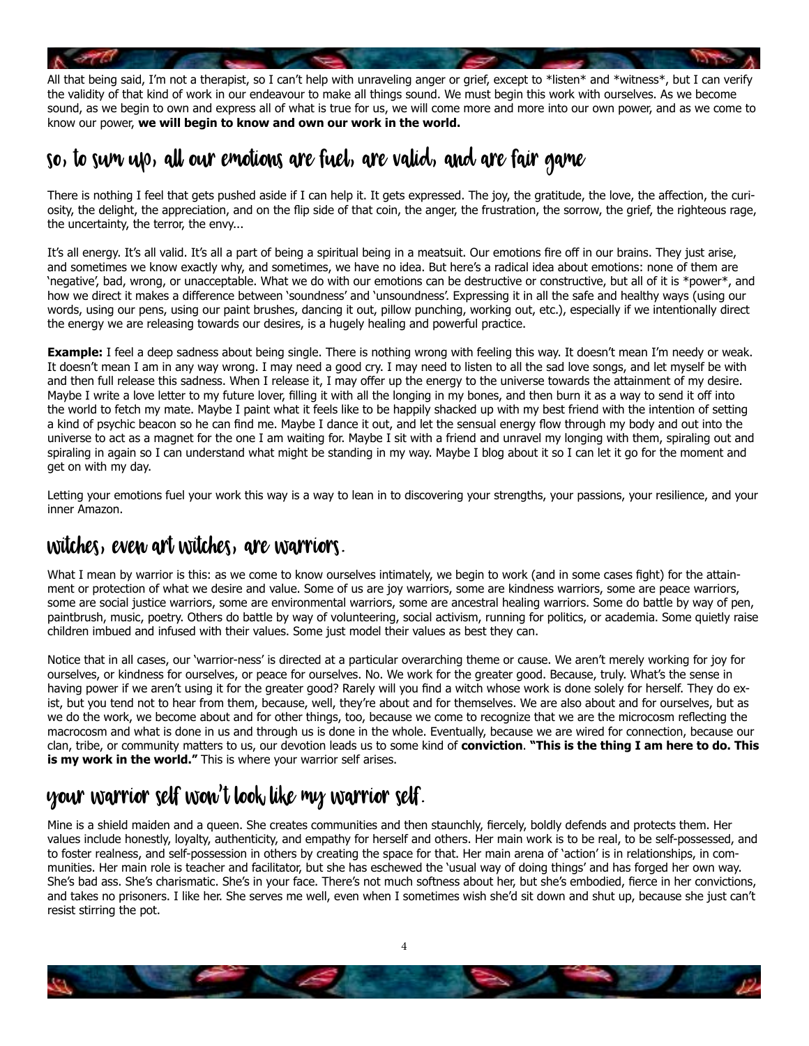All that being said, I'm not a therapist, so I can't help with unraveling anger or grief, except to *listen* and *witness*, but I can verify the validity of that kind of work in our endeavour to make all things sound. We must begin this work with ourselves. As we become sound, as we begin to own and express all of what is true for us, we will come more and more into our own power, and as we come to know our power, **we will begin to know and own our work in the world.**

## so, to sum up, all our emotions are fuel, are valid, and are fair game

There is nothing I feel that gets pushed aside if I can help it. It gets expressed. The joy, the gratitude, the love, the affection, the curiosity, the delight, the appreciation, and on the flip side of that coin, the anger, the frustration, the sorrow, the grief, the righteous rage, the uncertainty, the terror, the envy...

It's all energy. It's all valid. It's all a part of being a spiritual being in a meatsuit. Our emotions fire off in our brains. They just arise, and sometimes we know exactly why, and sometimes, we have no idea. But here's a radical idea about emotions: none of them are 'negative', bad, wrong, or unacceptable. What we do with our emotions can be destructive or constructive, but all of it is *power*, and how we direct it makes a difference between 'soundness' and 'unsoundness'. Expressing it in all the safe and healthy ways (using our words, using our pens, using our paint brushes, dancing it out, pillow punching, working out, etc.), especially if we intentionally direct the energy we are releasing towards our desires, is a hugely healing and powerful practice.

**Example:** I feel a deep sadness about being single. There is nothing wrong with feeling this way. It doesn't mean I'm needy or weak. It doesn't mean I am in any way wrong. I may need a good cry. I may need to listen to all the sad love songs, and let myself be with and then full release this sadness. When I release it, I may offer up the energy to the universe towards the attainment of my desire. Maybe I write a love letter to my future lover, filling it with all the longing in my bones, and then burn it as a way to send it off into the world to fetch my mate. Maybe I paint what it feels like to be happily shacked up with my best friend with the intention of setting a kind of psychic beacon so he can find me. Maybe I dance it out, and let the sensual energy flow through my body and out into the universe to act as a magnet for the one I am waiting for. Maybe I sit with a friend and unravel my longing with them, spiraling out and spiraling in again so I can understand what might be standing in my way. Maybe I blog about it so I can let it go for the moment and get on with my day.

Letting your emotions fuel your work this way is a way to lean in to discovering your strengths, your passions, your resilience, and your inner Amazon.

## witches, even art witches, are warriors.

What I mean by warrior is this: as we come to know ourselves intimately, we begin to work (and in some cases fight) for the attainment or protection of what we desire and value. Some of us are joy warriors, some are kindness warriors, some are peace warriors, some are social justice warriors, some are environmental warriors, some are ancestral healing warriors. Some do battle by way of pen, paintbrush, music, poetry. Others do battle by way of volunteering, social activism, running for politics, or academia. Some quietly raise children imbued and infused with their values. Some just model their values as best they can.

Notice that in all cases, our 'warrior-ness' is directed at a particular overarching theme or cause. We aren't merely working for joy for ourselves, or kindness for ourselves, or peace for ourselves. No. We work for the greater good. Because, truly. What's the sense in having power if we aren't using it for the greater good? Rarely will you find a witch whose work is done solely for herself. They do exist, but you tend not to hear from them, because, well, they're about and for themselves. We are also about and for ourselves, but as we do the work, we become about and for other things, too, because we come to recognize that we are the microcosm reflecting the macrocosm and what is done in us and through us is done in the whole. Eventually, because we are wired for connection, because our clan, tribe, or community matters to us, our devotion leads us to some kind of **conviction**. **"This is the thing I am here to do. This is my work in the world."** This is where your warrior self arises.

## your warrior self won't look like my warrior self.

Mine is a shield maiden and a queen. She creates communities and then staunchly, fiercely, boldly defends and protects them. Her values include honestly, loyalty, authenticity, and empathy for herself and others. Her main work is to be real, to be self-possessed, and to foster realness, and self-possession in others by creating the space for that. Her main arena of 'action' is in relationships, in communities. Her main role is teacher and facilitator, but she has eschewed the 'usual way of doing things' and has forged her own way. She's bad ass. She's charismatic. She's in your face. There's not much softness about her, but she's embodied, fierce in her convictions, and takes no prisoners. I like her. She serves me well, even when I sometimes wish she'd sit down and shut up, because she just can't resist stirring the pot.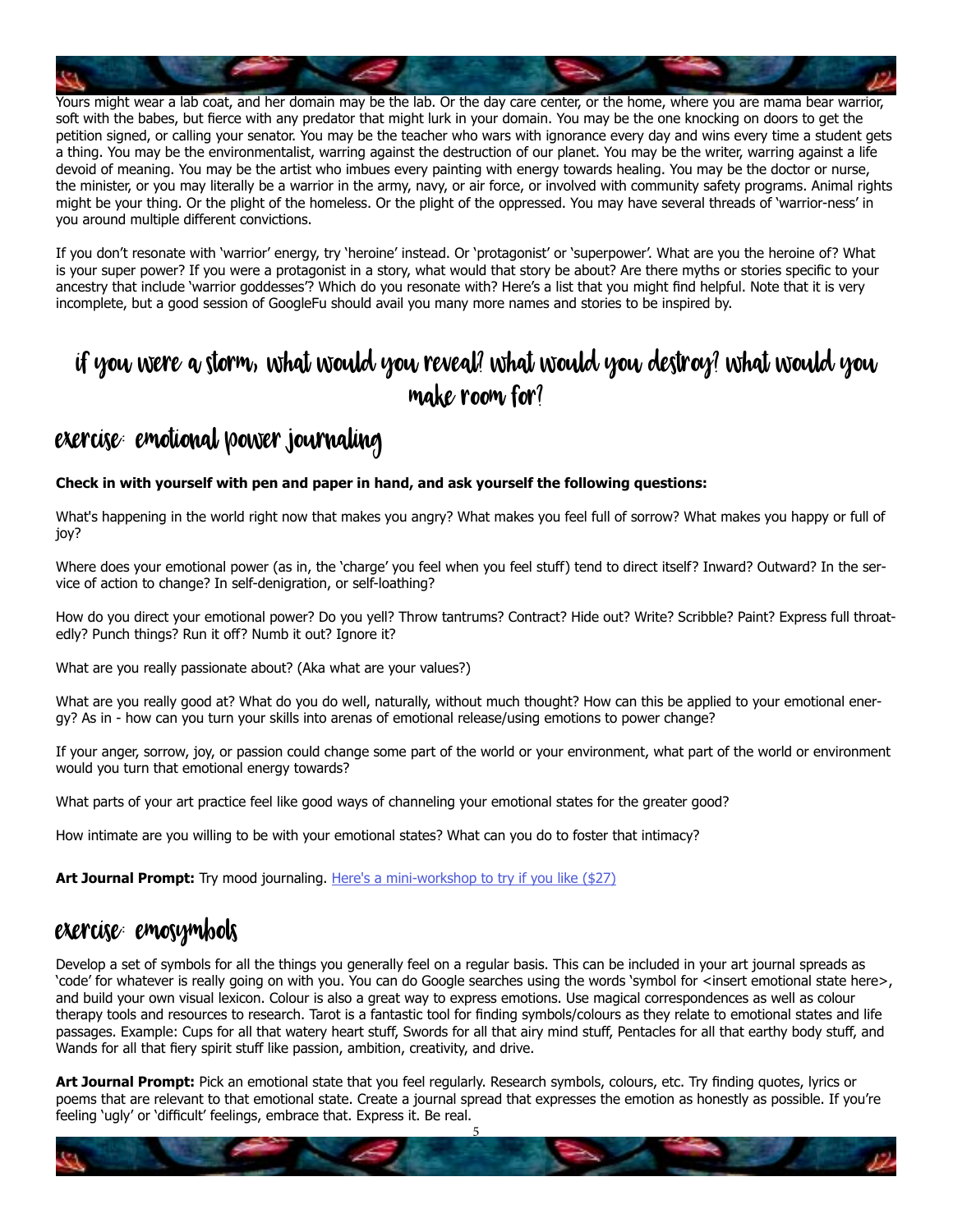Yours might wear a lab coat, and her domain may be the lab. Or the day care center, or the home, where you are mama bear warrior, soft with the babes, but fierce with any predator that might lurk in your domain. You may be the one knocking on doors to get the petition signed, or calling your senator. You may be the teacher who wars with ignorance every day and wins every time a student gets a thing. You may be the environmentalist, warring against the destruction of our planet. You may be the writer, warring against a life devoid of meaning. You may be the artist who imbues every painting with energy towards healing. You may be the doctor or nurse, the minister, or you may literally be a warrior in the army, navy, or air force, or involved with community safety programs. Animal rights might be your thing. Or the plight of the homeless. Or the plight of the oppressed. You may have several threads of 'warrior-ness' in you around multiple different convictions.

If you don't resonate with 'warrior' energy, try 'heroine' instead. Or 'protagonist' or 'superpower'. What are you the heroine of? What is your super power? If you were a protagonist in a story, what would that story be about? Are there myths or stories specific to your ancestry that include 'warrior goddesses'? Which do you resonate with? Here's a list that you might find helpful. Note that it is very incomplete, but a good session of GoogleFu should avail you many more names and stories to be inspired by.

## if you were a storm, what would you reveal? what would you destroy? what would you make room for?

## exercise: emotional power journaling

**Check in with yourself with pen and paper in hand, and ask yourself the following questions:**

What's happening in the world right now that makes you angry? What makes you feel full of sorrow? What makes you happy or full of joy?

Where does your emotional power (as in, the 'charge' you feel when you feel stuff) tend to direct itself? Inward? Outward? In the service of action to change? In self-denigration, or self-loathing?

How do you direct your emotional power? Do you yell? Throw tantrums? Contract? Hide out? Write? Scribble? Paint? Express full throatedly? Punch things? Run it off? Numb it out? Ignore it?

What are you really passionate about? (Aka what are your values?)

What are you really good at? What do you do well, naturally, without much thought? How can this be applied to your emotional energy? As in - how can you turn your skills into arenas of emotional release/using emotions to power change?

If your anger, sorrow, joy, or passion could change some part of the world or your environment, what part of the world or environment would you turn that emotional energy towards?

What parts of your art practice feel like good ways of channeling your emotional states for the greater good?

How intimate are you willing to be with your emotional states? What can you do to foster that intimacy?

**Art Journal Prompt:** Try mood journaling. Here's a mini-workshop to try if you like ($27)

## exercise: emosymbols

Develop a set of symbols for all the things you generally feel on a regular basis. This can be included in your art journal spreads as 'code' for whatever is really going on with you. You can do Google searches using the words 'symbol for <insert emotional state here>, and build your own visual lexicon. Colour is also a great way to express emotions. Use magical correspondences as well as colour therapy tools and resources to research. Tarot is a fantastic tool for finding symbols/colours as they relate to emotional states and life passages. Example: Cups for all that watery heart stuff, Swords for all that airy mind stuff, Pentacles for all that earthy body stuff, and Wands for all that fiery spirit stuff like passion, ambition, creativity, and drive.

**Art Journal Prompt:** Pick an emotional state that you feel regularly. Research symbols, colours, etc. Try finding quotes, lyrics or poems that are relevant to that emotional state. Create a journal spread that expresses the emotion as honestly as possible. If you're feeling 'ugly' or 'difficult' feelings, embrace that. Express it. Be real.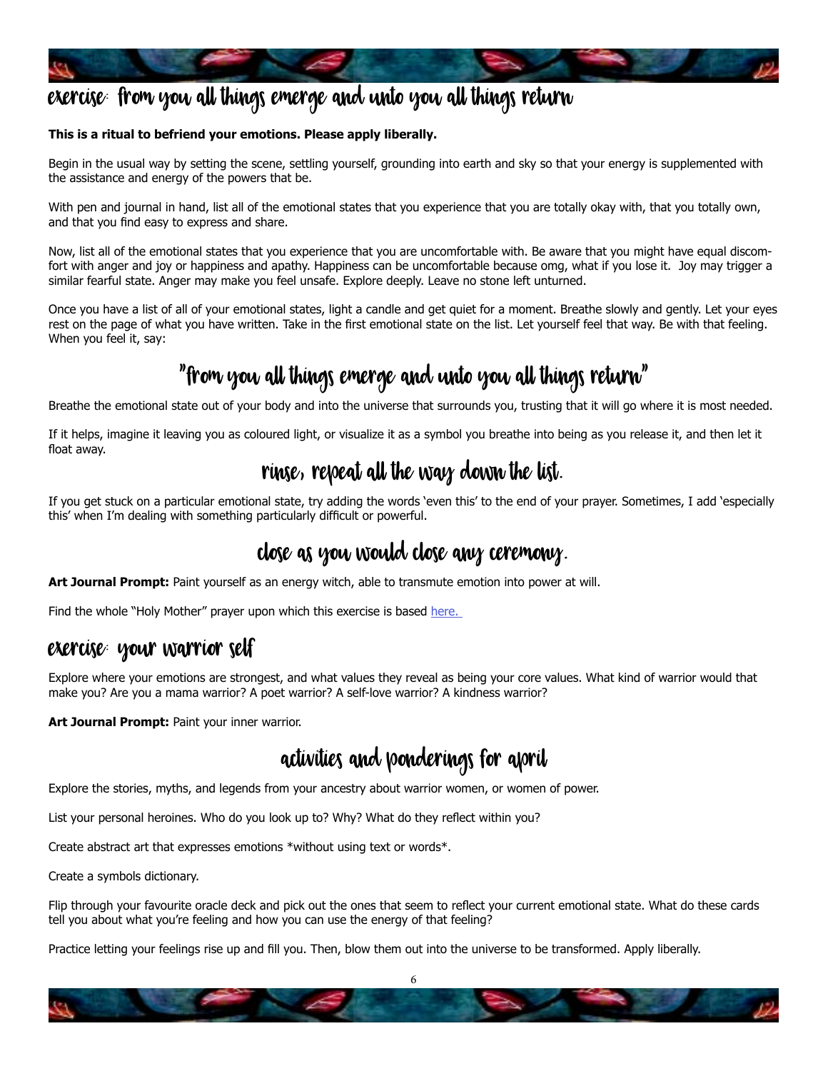## exercise: from you all things emerge and unto you all things return

**This is a ritual to befriend your emotions. Please apply liberally.**

Begin in the usual way by setting the scene, settling yourself, grounding into earth and sky so that your energy is supplemented with the assistance and energy of the powers that be.

With pen and journal in hand, list all of the emotional states that you experience that you are totally okay with, that you totally own, and that you find easy to express and share.

Now, list all of the emotional states that you experience that you are uncomfortable with. Be aware that you might have equal discomfort with anger and joy or happiness and apathy. Happiness can be uncomfortable because omg, what if you lose it. Joy may trigger a similar fearful state. Anger may make you feel unsafe. Explore deeply. Leave no stone left unturned.

Once you have a list of all of your emotional states, light a candle and get quiet for a moment. Breathe slowly and gently. Let your eyes rest on the page of what you have written. Take in the first emotional state on the list. Let yourself feel that way. Be with that feeling. When you feel it, say:

### "from you all things emerge and unto you all things return"

Breathe the emotional state out of your body and into the universe that surrounds you, trusting that it will go where it is most needed.

If it helps, imagine it leaving you as coloured light, or visualize it as a symbol you breathe into being as you release it, and then let it float away.

### rinse, repeat all the way down the list.

If you get stuck on a particular emotional state, try adding the words 'even this' to the end of your prayer. Sometimes, I add 'especially this' when I'm dealing with something particularly difficult or powerful.

### close as you would close any ceremony.

**Art Journal Prompt:** Paint yourself as an energy witch, able to transmute emotion into power at will.

Find the whole "Holy Mother" prayer upon which this exercise is based here.

## exercise: your warrior self

Explore where your emotions are strongest, and what values they reveal as being your core values. What kind of warrior would that make you? Are you a mama warrior? A poet warrior? A self-love warrior? A kindness warrior?

**Art Journal Prompt:** Paint your inner warrior.

## activities and ponderings for april

Explore the stories, myths, and legends from your ancestry about warrior women, or women of power.

List your personal heroines. Who do you look up to? Why? What do they reflect within you?

Create abstract art that expresses emotions *without using text or words*.

Create a symbols dictionary.

Flip through your favourite oracle deck and pick out the ones that seem to reflect your current emotional state. What do these cards tell you about what you're feeling and how you can use the energy of that feeling?

Practice letting your feelings rise up and fill you. Then, blow them out into the universe to be transformed. Apply liberally.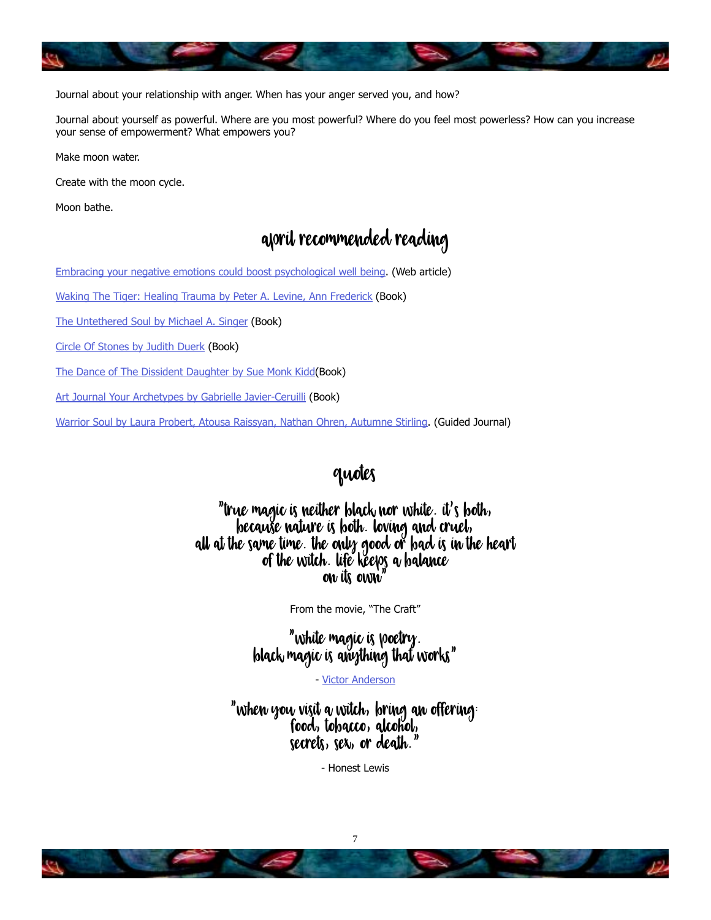Journal about your relationship with anger. When has your anger served you, and how?

Journal about yourself as powerful. Where are you most powerful? Where do you feel most powerless? How can you increase your sense of empowerment? What empowers you?

Make moon water.

Create with the moon cycle.

Moon bathe.

## april recommended reading

Embracing your negative emotions could boost psychological well being. (Web article)

Waking The Tiger: Healing Trauma by Peter A. Levine, Ann Frederick (Book)

The Untethered Soul by Michael A. Singer (Book)

Circle Of Stones by Judith Duerk (Book)

The Dance of The Dissident Daughter by Sue Monk Kidd(Book)

Art Journal Your Archetypes by Gabrielle Javier-Ceruilli (Book)

Warrior Soul by Laura Probert, Atousa Raissyan, Nathan Ohren, Autumne Stirling. (Guided Journal)

## quotes

"true magic is neither black nor white. it's both, because nature is both. loving and cruel, all at the same time. the only good or bad is in the heart of the witch. life keeps a balance on its own"

From the movie, "The Craft"

"white magic is poetry. black magic is anything that works"

- Victor Anderson

"when you visit a witch, bring an offering: food, tobacco, alcohol, secrets, sex, or death."

- Honest Lewis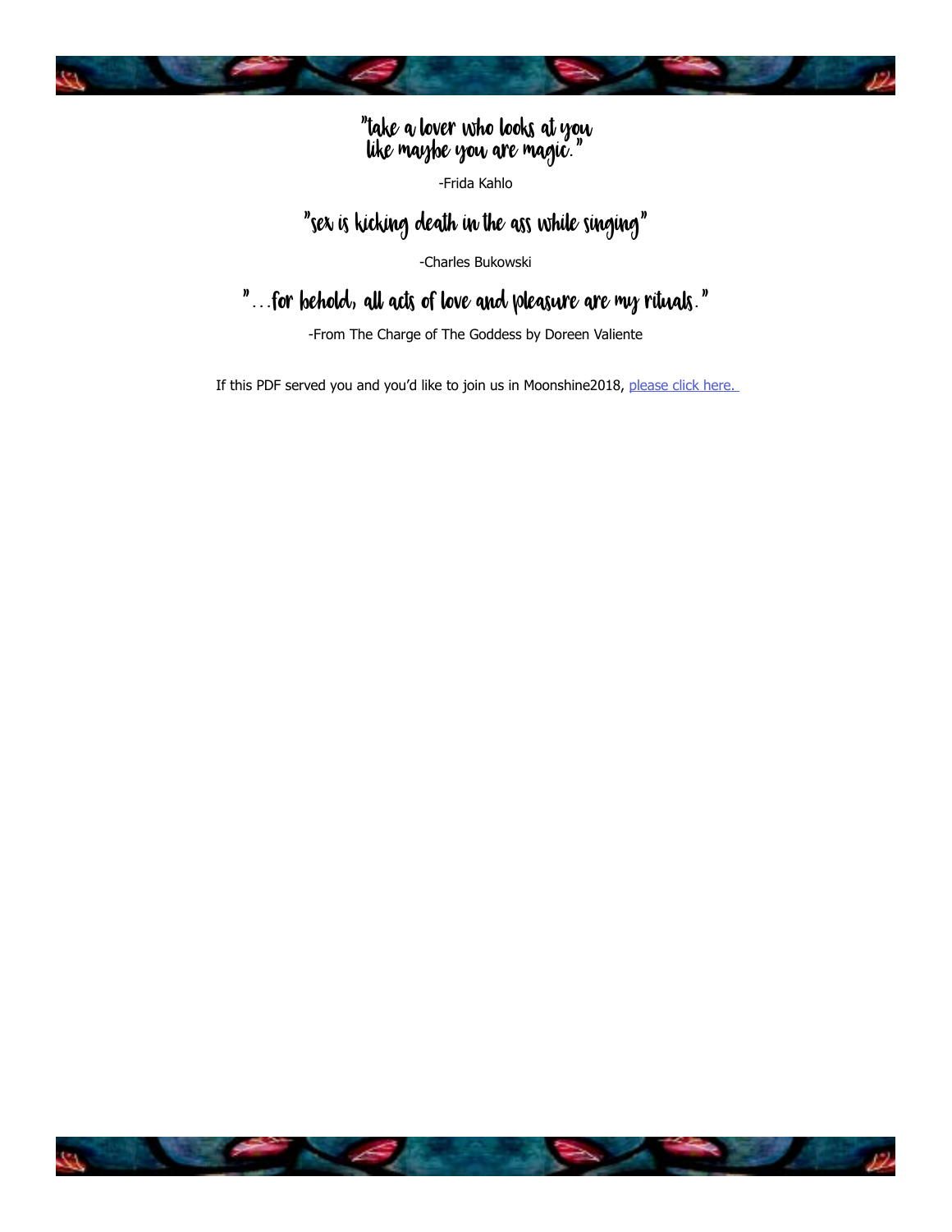"take a lover who looks at you like maybe you are magic."

-Frida Kahlo

"sex is kicking death in the ass while singing"

-Charles Bukowski

"...for behold, all acts of love and pleasure are my rituals."

-From The Charge of The Goddess by Doreen Valiente

If this PDF served you and you'd like to join us in Moonshine2018, please click here.